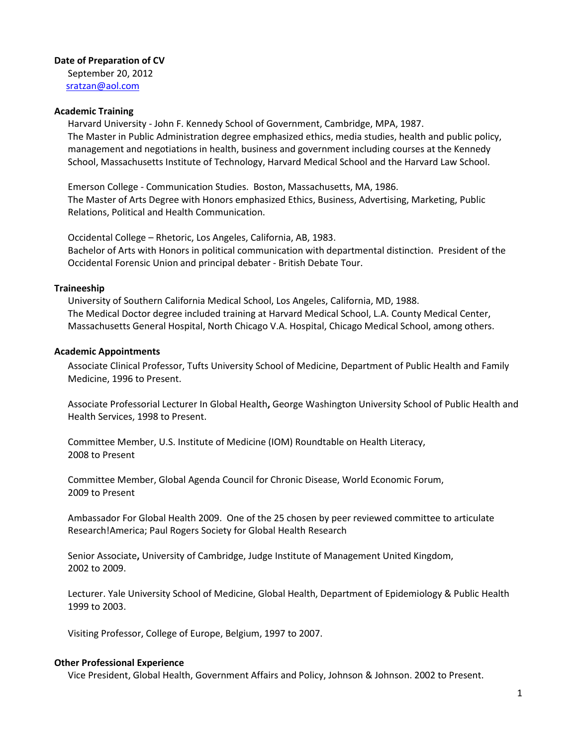**Date of Preparation of CV**

September 20, 2012
sratzan@aol.com

**Academic Training**

Harvard University - John F. Kennedy School of Government, Cambridge, MPA, 1987.
The Master in Public Administration degree emphasized ethics, media studies, health and public policy, management and negotiations in health, business and government including courses at the Kennedy School, Massachusetts Institute of Technology, Harvard Medical School and the Harvard Law School.

Emerson College - Communication Studies. Boston, Massachusetts, MA, 1986.
The Master of Arts Degree with Honors emphasized Ethics, Business, Advertising, Marketing, Public Relations, Political and Health Communication.

Occidental College – Rhetoric, Los Angeles, California, AB, 1983.
Bachelor of Arts with Honors in political communication with departmental distinction. President of the Occidental Forensic Union and principal debater - British Debate Tour.

**Traineeship**

University of Southern California Medical School, Los Angeles, California, MD, 1988.
The Medical Doctor degree included training at Harvard Medical School, L.A. County Medical Center, Massachusetts General Hospital, North Chicago V.A. Hospital, Chicago Medical School, among others.

**Academic Appointments**

Associate Clinical Professor, Tufts University School of Medicine, Department of Public Health and Family Medicine, 1996 to Present.

Associate Professorial Lecturer In Global Health**,** George Washington University School of Public Health and Health Services, 1998 to Present.

Committee Member, U.S. Institute of Medicine (IOM) Roundtable on Health Literacy, 2008 to Present

Committee Member, Global Agenda Council for Chronic Disease, World Economic Forum, 2009 to Present

Ambassador For Global Health 2009. One of the 25 chosen by peer reviewed committee to articulate Research!America; Paul Rogers Society for Global Health Research

Senior Associate**,** University of Cambridge, Judge Institute of Management United Kingdom, 2002 to 2009.

Lecturer. Yale University School of Medicine, Global Health, Department of Epidemiology & Public Health 1999 to 2003.

Visiting Professor, College of Europe, Belgium, 1997 to 2007.

**Other Professional Experience**

Vice President, Global Health, Government Affairs and Policy, Johnson & Johnson. 2002 to Present.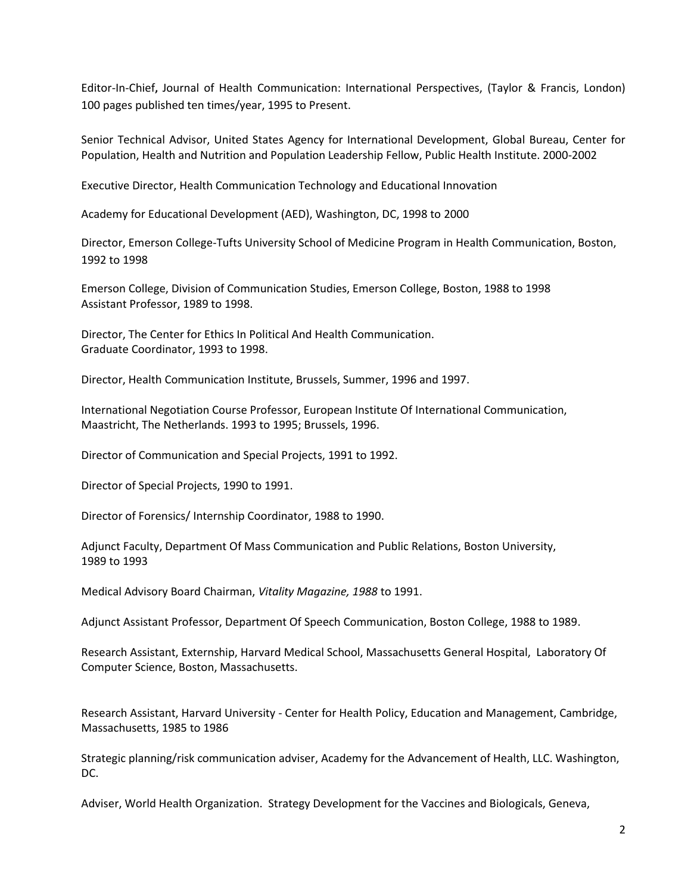Editor-In-Chief**,** Journal of Health Communication: International Perspectives, (Taylor & Francis, London) 100 pages published ten times/year, 1995 to Present.

Senior Technical Advisor, United States Agency for International Development, Global Bureau, Center for Population, Health and Nutrition and Population Leadership Fellow, Public Health Institute. 2000-2002

Executive Director, Health Communication Technology and Educational Innovation

Academy for Educational Development (AED), Washington, DC, 1998 to 2000

Director, Emerson College-Tufts University School of Medicine Program in Health Communication, Boston, 1992 to 1998

Emerson College, Division of Communication Studies, Emerson College, Boston, 1988 to 1998
Assistant Professor, 1989 to 1998.

Director, The Center for Ethics In Political And Health Communication.
Graduate Coordinator, 1993 to 1998.

Director, Health Communication Institute, Brussels, Summer, 1996 and 1997.

International Negotiation Course Professor, European Institute Of International Communication, Maastricht, The Netherlands. 1993 to 1995; Brussels, 1996.

Director of Communication and Special Projects, 1991 to 1992.

Director of Special Projects, 1990 to 1991.

Director of Forensics/ Internship Coordinator, 1988 to 1990.

Adjunct Faculty, Department Of Mass Communication and Public Relations, Boston University, 1989 to 1993

Medical Advisory Board Chairman, *Vitality Magazine, 1988* to 1991.

Adjunct Assistant Professor, Department Of Speech Communication, Boston College, 1988 to 1989.

Research Assistant, Externship, Harvard Medical School, Massachusetts General Hospital, Laboratory Of Computer Science, Boston, Massachusetts.

Research Assistant, Harvard University - Center for Health Policy, Education and Management, Cambridge, Massachusetts, 1985 to 1986

Strategic planning/risk communication adviser, Academy for the Advancement of Health, LLC. Washington, DC.

Adviser, World Health Organization. Strategy Development for the Vaccines and Biologicals, Geneva,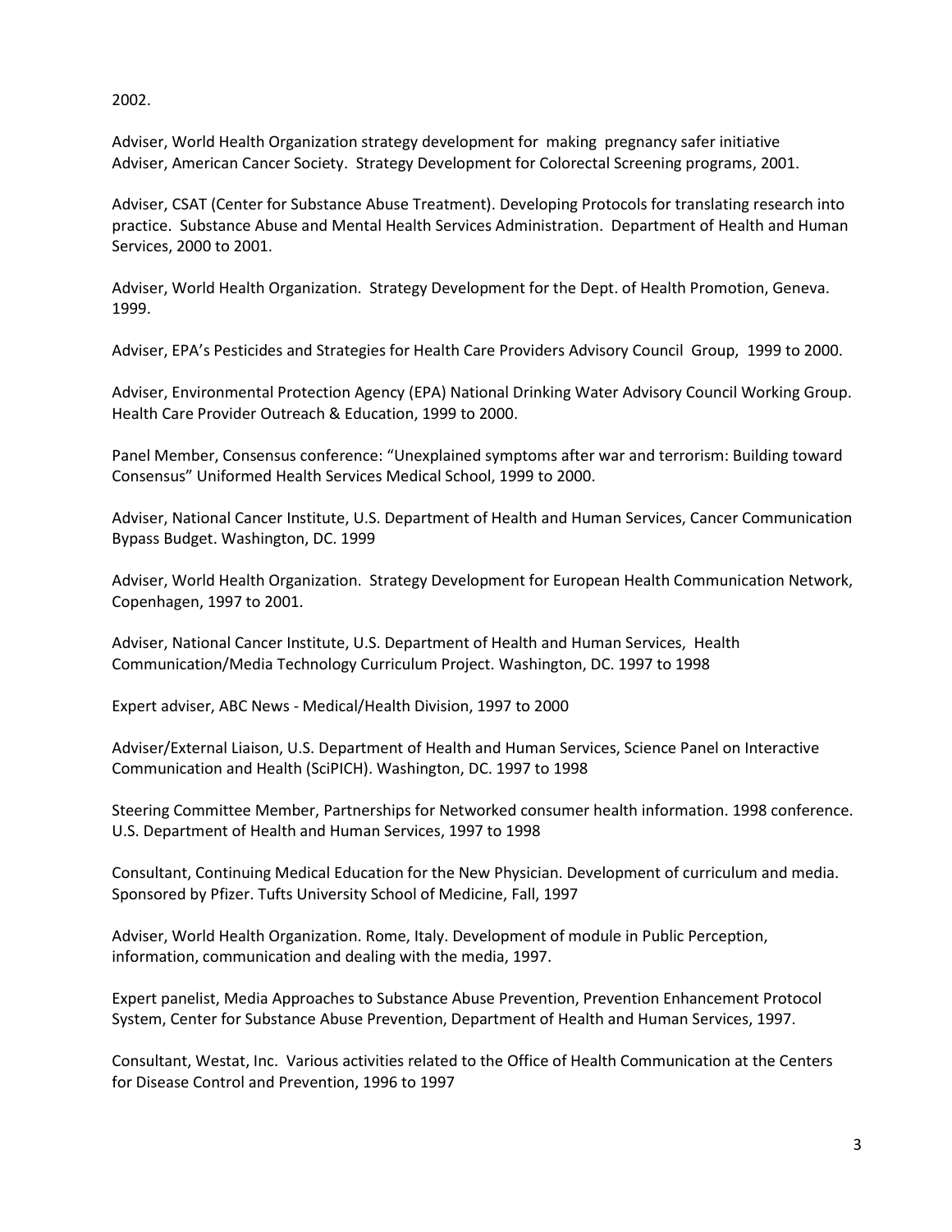2002.

Adviser, World Health Organization strategy development for making pregnancy safer initiative
Adviser, American Cancer Society. Strategy Development for Colorectal Screening programs, 2001.

Adviser, CSAT (Center for Substance Abuse Treatment). Developing Protocols for translating research into practice. Substance Abuse and Mental Health Services Administration. Department of Health and Human Services, 2000 to 2001.

Adviser, World Health Organization. Strategy Development for the Dept. of Health Promotion, Geneva. 1999.

Adviser, EPA's Pesticides and Strategies for Health Care Providers Advisory Council Group, 1999 to 2000.

Adviser, Environmental Protection Agency (EPA) National Drinking Water Advisory Council Working Group. Health Care Provider Outreach & Education, 1999 to 2000.

Panel Member, Consensus conference: "Unexplained symptoms after war and terrorism: Building toward Consensus" Uniformed Health Services Medical School, 1999 to 2000.

Adviser, National Cancer Institute, U.S. Department of Health and Human Services, Cancer Communication Bypass Budget. Washington, DC. 1999

Adviser, World Health Organization. Strategy Development for European Health Communication Network, Copenhagen, 1997 to 2001.

Adviser, National Cancer Institute, U.S. Department of Health and Human Services, Health Communication/Media Technology Curriculum Project. Washington, DC. 1997 to 1998

Expert adviser, ABC News - Medical/Health Division, 1997 to 2000

Adviser/External Liaison, U.S. Department of Health and Human Services, Science Panel on Interactive Communication and Health (SciPICH). Washington, DC. 1997 to 1998

Steering Committee Member, Partnerships for Networked consumer health information. 1998 conference. U.S. Department of Health and Human Services, 1997 to 1998

Consultant, Continuing Medical Education for the New Physician. Development of curriculum and media. Sponsored by Pfizer. Tufts University School of Medicine, Fall, 1997

Adviser, World Health Organization. Rome, Italy. Development of module in Public Perception, information, communication and dealing with the media, 1997.

Expert panelist, Media Approaches to Substance Abuse Prevention, Prevention Enhancement Protocol System, Center for Substance Abuse Prevention, Department of Health and Human Services, 1997.

Consultant, Westat, Inc. Various activities related to the Office of Health Communication at the Centers for Disease Control and Prevention, 1996 to 1997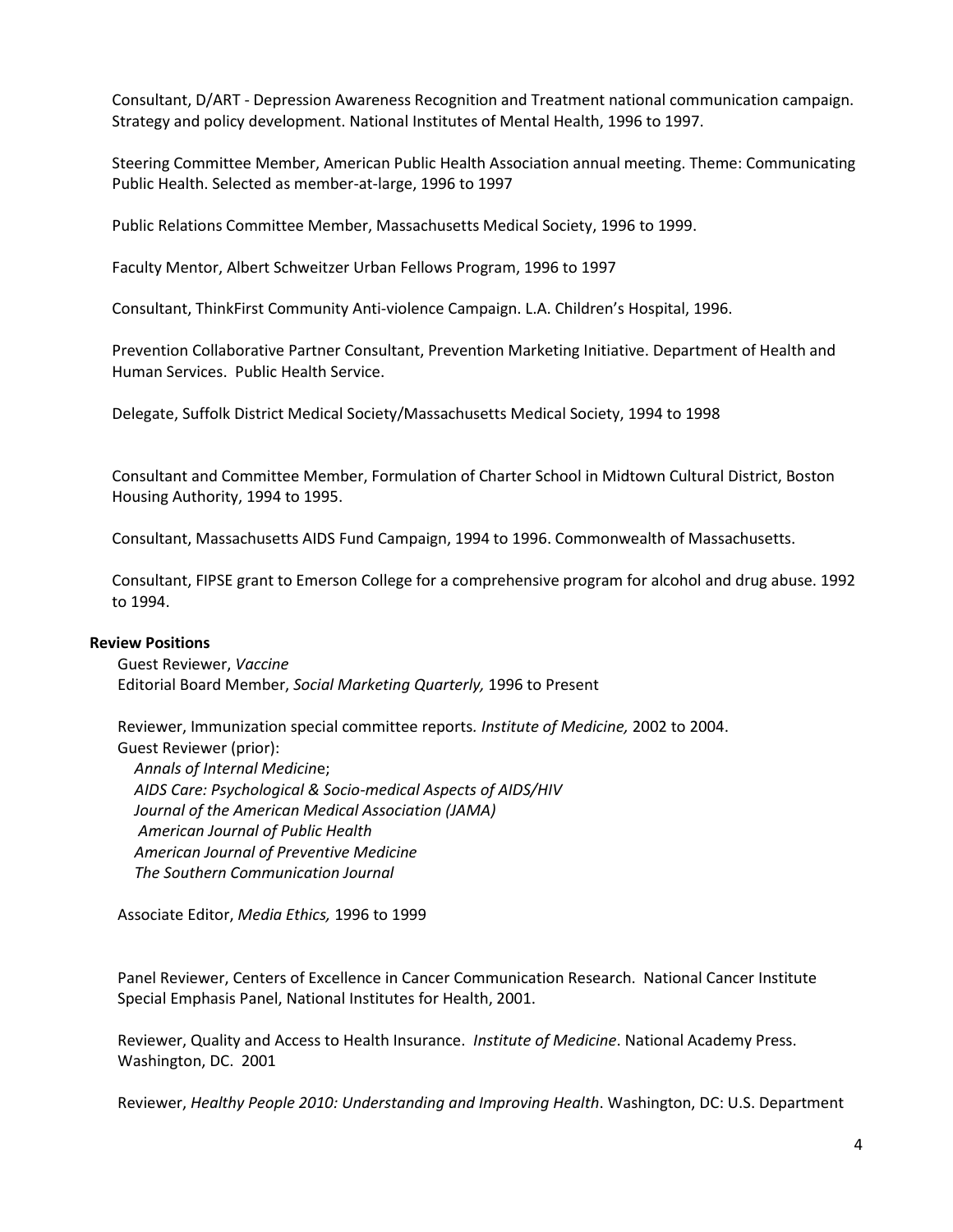Consultant, D/ART - Depression Awareness Recognition and Treatment national communication campaign. Strategy and policy development. National Institutes of Mental Health, 1996 to 1997.

Steering Committee Member, American Public Health Association annual meeting. Theme: Communicating Public Health. Selected as member-at-large, 1996 to 1997

Public Relations Committee Member, Massachusetts Medical Society, 1996 to 1999.

Faculty Mentor, Albert Schweitzer Urban Fellows Program, 1996 to 1997

Consultant, ThinkFirst Community Anti-violence Campaign. L.A. Children's Hospital, 1996.

Prevention Collaborative Partner Consultant, Prevention Marketing Initiative. Department of Health and Human Services. Public Health Service.

Delegate, Suffolk District Medical Society/Massachusetts Medical Society, 1994 to 1998

Consultant and Committee Member, Formulation of Charter School in Midtown Cultural District, Boston Housing Authority, 1994 to 1995.

Consultant, Massachusetts AIDS Fund Campaign, 1994 to 1996. Commonwealth of Massachusetts.

Consultant, FIPSE grant to Emerson College for a comprehensive program for alcohol and drug abuse. 1992 to 1994.

**Review Positions**

Guest Reviewer, *Vaccine*
Editorial Board Member, *Social Marketing Quarterly,* 1996 to Present

Reviewer, Immunization special committee reports. *Institute of Medicine,* 2002 to 2004.
Guest Reviewer (prior):
*Annals of Internal Medicin*e;
*AIDS Care: Psychological & Socio-medical Aspects of AIDS/HIV*
*Journal of the American Medical Association (JAMA)*
*American Journal of Public Health*
*American Journal of Preventive Medicine*
*The Southern Communication Journal*

Associate Editor, *Media Ethics,* 1996 to 1999

Panel Reviewer, Centers of Excellence in Cancer Communication Research. National Cancer Institute Special Emphasis Panel, National Institutes for Health, 2001.

Reviewer, Quality and Access to Health Insurance. *Institute of Medicine*. National Academy Press. Washington, DC. 2001

Reviewer, *Healthy People 2010: Understanding and Improving Health*. Washington, DC: U.S. Department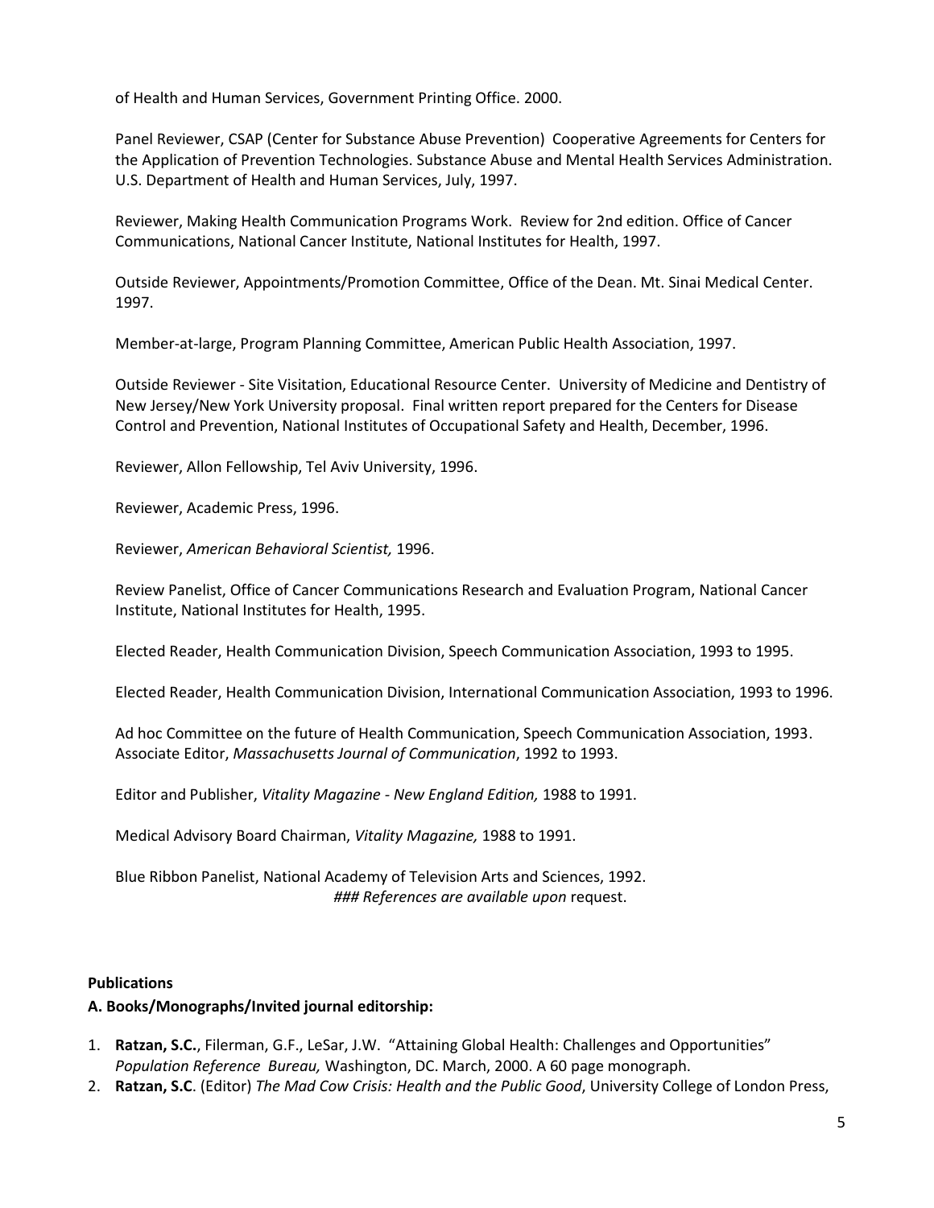of Health and Human Services, Government Printing Office. 2000.

Panel Reviewer, CSAP (Center for Substance Abuse Prevention) Cooperative Agreements for Centers for the Application of Prevention Technologies. Substance Abuse and Mental Health Services Administration. U.S. Department of Health and Human Services, July, 1997.

Reviewer, Making Health Communication Programs Work. Review for 2nd edition. Office of Cancer Communications, National Cancer Institute, National Institutes for Health, 1997.

Outside Reviewer, Appointments/Promotion Committee, Office of the Dean. Mt. Sinai Medical Center. 1997.

Member-at-large, Program Planning Committee, American Public Health Association, 1997.

Outside Reviewer - Site Visitation, Educational Resource Center. University of Medicine and Dentistry of New Jersey/New York University proposal. Final written report prepared for the Centers for Disease Control and Prevention, National Institutes of Occupational Safety and Health, December, 1996.

Reviewer, Allon Fellowship, Tel Aviv University, 1996.

Reviewer, Academic Press, 1996.

Reviewer, *American Behavioral Scientist,* 1996.

Review Panelist, Office of Cancer Communications Research and Evaluation Program, National Cancer Institute, National Institutes for Health, 1995.

Elected Reader, Health Communication Division, Speech Communication Association, 1993 to 1995.

Elected Reader, Health Communication Division, International Communication Association, 1993 to 1996.

Ad hoc Committee on the future of Health Communication, Speech Communication Association, 1993.
Associate Editor, *Massachusetts Journal of Communication*, 1992 to 1993.

Editor and Publisher, *Vitality Magazine - New England Edition,* 1988 to 1991.

Medical Advisory Board Chairman, *Vitality Magazine,* 1988 to 1991.

Blue Ribbon Panelist, National Academy of Television Arts and Sciences, 1992.

*### References are available upon* request.

**Publications**

**A. Books/Monographs/Invited journal editorship:**

1. **Ratzan, S.C.**, Filerman, G.F., LeSar, J.W. "Attaining Global Health: Challenges and Opportunities" *Population Reference Bureau,* Washington, DC. March, 2000. A 60 page monograph.
2. **Ratzan, S.C**. (Editor) *The Mad Cow Crisis: Health and the Public Good*, University College of London Press,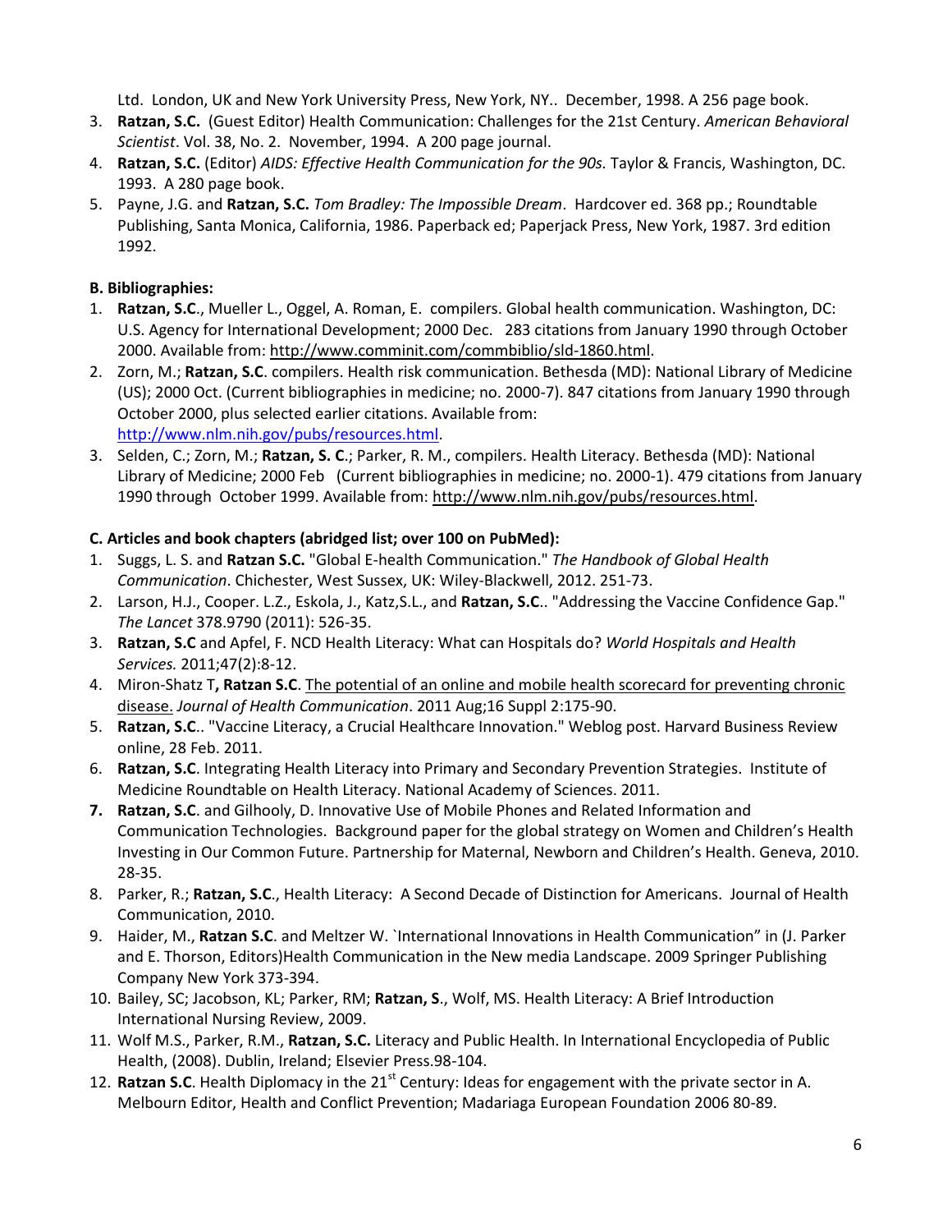Ltd. London, UK and New York University Press, New York, NY.. December, 1998. A 256 page book.

3. **Ratzan, S.C.** (Guest Editor) Health Communication: Challenges for the 21st Century. *American Behavioral Scientist*. Vol. 38, No. 2. November, 1994. A 200 page journal.
4. **Ratzan, S.C.** (Editor) *AIDS: Effective Health Communication for the 90s.* Taylor & Francis, Washington, DC. 1993. A 280 page book.
5. Payne, J.G. and **Ratzan, S.C.** *Tom Bradley: The Impossible Dream*. Hardcover ed. 368 pp.; Roundtable Publishing, Santa Monica, California, 1986. Paperback ed; Paperjack Press, New York, 1987. 3rd edition 1992.

**B. Bibliographies:**

1. **Ratzan, S.C**., Mueller L., Oggel, A. Roman, E. compilers. Global health communication. Washington, DC: U.S. Agency for International Development; 2000 Dec. 283 citations from January 1990 through October 2000. Available from: http://www.comminit.com/commbiblio/sld-1860.html.
2. Zorn, M.; **Ratzan, S.C**. compilers. Health risk communication. Bethesda (MD): National Library of Medicine (US); 2000 Oct. (Current bibliographies in medicine; no. 2000-7). 847 citations from January 1990 through October 2000, plus selected earlier citations. Available from: http://www.nlm.nih.gov/pubs/resources.html.
3. Selden, C.; Zorn, M.; **Ratzan, S. C**.; Parker, R. M., compilers. Health Literacy. Bethesda (MD): National Library of Medicine; 2000 Feb (Current bibliographies in medicine; no. 2000-1). 479 citations from January 1990 through October 1999. Available from: http://www.nlm.nih.gov/pubs/resources.html.

**C. Articles and book chapters (abridged list; over 100 on PubMed):**

1. Suggs, L. S. and **Ratzan S.C.** "Global E-health Communication." *The Handbook of Global Health Communication*. Chichester, West Sussex, UK: Wiley-Blackwell, 2012. 251-73.
2. Larson, H.J., Cooper. L.Z., Eskola, J., Katz,S.L., and **Ratzan, S.C**.. "Addressing the Vaccine Confidence Gap." *The Lancet* 378.9790 (2011): 526-35.
3. **Ratzan, S.C** and Apfel, F. NCD Health Literacy: What can Hospitals do? *World Hospitals and Health Services.* 2011;47(2):8-12.
4. Miron-Shatz T**, Ratzan S.C**. The potential of an online and mobile health scorecard for preventing chronic disease. *Journal of Health Communication*. 2011 Aug;16 Suppl 2:175-90.
5. **Ratzan, S.C**.. "Vaccine Literacy, a Crucial Healthcare Innovation." Weblog post. Harvard Business Review online, 28 Feb. 2011.
6. **Ratzan, S.C**. Integrating Health Literacy into Primary and Secondary Prevention Strategies. Institute of Medicine Roundtable on Health Literacy. National Academy of Sciences. 2011.
7. **Ratzan, S.C**. and Gilhooly, D. Innovative Use of Mobile Phones and Related Information and Communication Technologies. Background paper for the global strategy on Women and Children's Health Investing in Our Common Future. Partnership for Maternal, Newborn and Children's Health. Geneva, 2010. 28-35.
8. Parker, R.; **Ratzan, S.C**., Health Literacy: A Second Decade of Distinction for Americans. Journal of Health Communication, 2010.
9. Haider, M., **Ratzan S.C**. and Meltzer W. `International Innovations in Health Communication" in (J. Parker and E. Thorson, Editors)Health Communication in the New media Landscape. 2009 Springer Publishing Company New York 373-394.
10. Bailey, SC; Jacobson, KL; Parker, RM; **Ratzan, S**., Wolf, MS. Health Literacy: A Brief Introduction International Nursing Review, 2009.
11. Wolf M.S., Parker, R.M., **Ratzan, S.C.** Literacy and Public Health. In International Encyclopedia of Public Health, (2008). Dublin, Ireland; Elsevier Press.98-104.
12. **Ratzan S.C**. Health Diplomacy in the 21st Century: Ideas for engagement with the private sector in A. Melbourn Editor, Health and Conflict Prevention; Madariaga European Foundation 2006 80-89.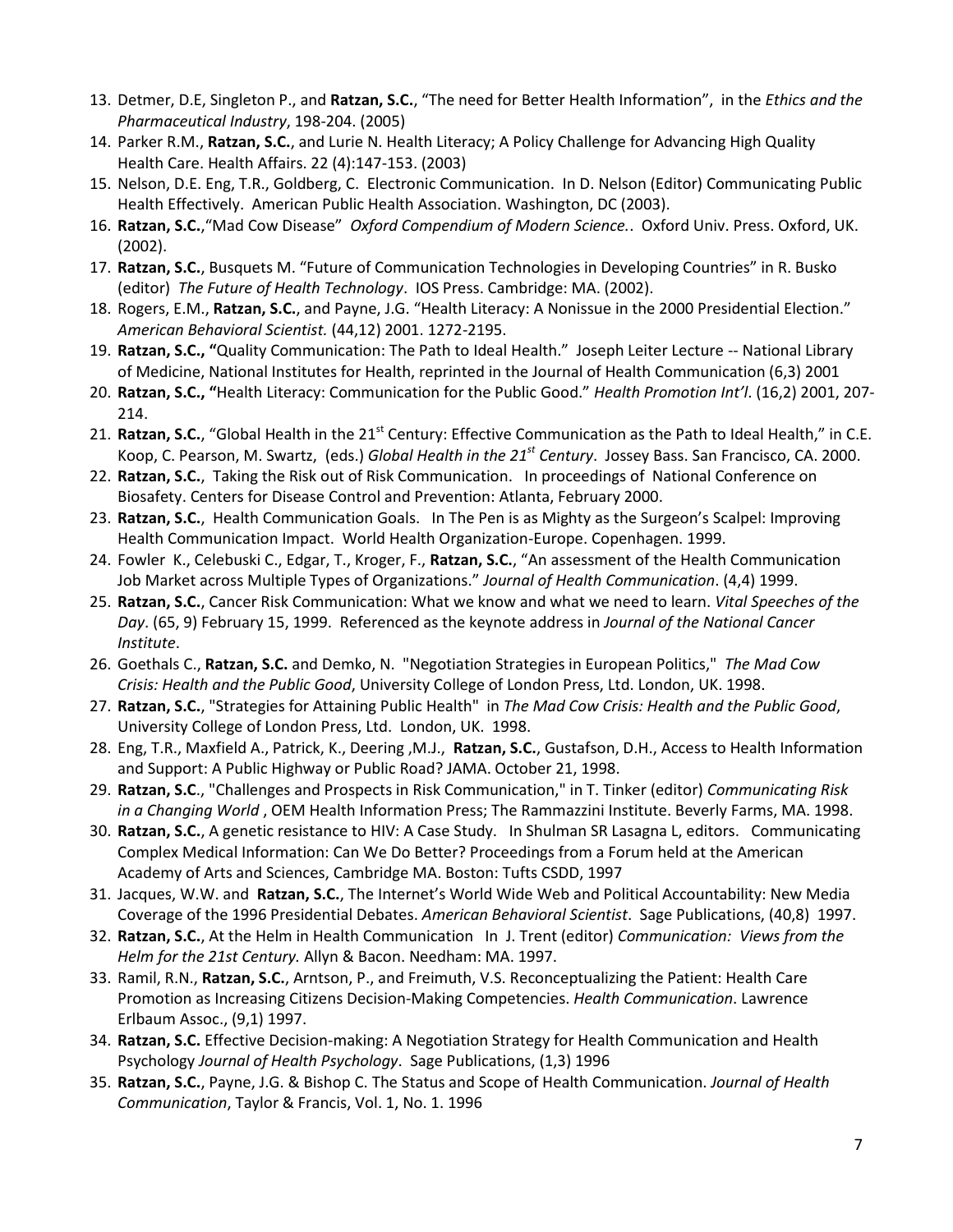13. Detmer, D.E, Singleton P., and **Ratzan, S.C.**, "The need for Better Health Information", in the *Ethics and the Pharmaceutical Industry*, 198-204. (2005)
14. Parker R.M., **Ratzan, S.C.**, and Lurie N. Health Literacy; A Policy Challenge for Advancing High Quality Health Care. Health Affairs. 22 (4):147-153. (2003)
15. Nelson, D.E. Eng, T.R., Goldberg, C. Electronic Communication. In D. Nelson (Editor) Communicating Public Health Effectively. American Public Health Association. Washington, DC (2003).
16. **Ratzan, S.C.**,"Mad Cow Disease" *Oxford Compendium of Modern Science.*. Oxford Univ. Press. Oxford, UK. (2002).
17. **Ratzan, S.C.**, Busquets M. "Future of Communication Technologies in Developing Countries" in R. Busko (editor) *The Future of Health Technology*. IOS Press. Cambridge: MA. (2002).
18. Rogers, E.M., **Ratzan, S.C.**, and Payne, J.G. "Health Literacy: A Nonissue in the 2000 Presidential Election." *American Behavioral Scientist.* (44,12) 2001. 1272-2195.
19. **Ratzan, S.C., "**Quality Communication: The Path to Ideal Health." Joseph Leiter Lecture -- National Library of Medicine, National Institutes for Health, reprinted in the Journal of Health Communication (6,3) 2001
20. **Ratzan, S.C., "**Health Literacy: Communication for the Public Good." *Health Promotion Int'l*. (16,2) 2001, 207-214.
21. **Ratzan, S.C.**, "Global Health in the 21st Century: Effective Communication as the Path to Ideal Health," in C.E. Koop, C. Pearson, M. Swartz, (eds.) *Global Health in the 21st Century*. Jossey Bass. San Francisco, CA. 2000.
22. **Ratzan, S.C.**, Taking the Risk out of Risk Communication. In proceedings of National Conference on Biosafety. Centers for Disease Control and Prevention: Atlanta, February 2000.
23. **Ratzan, S.C.**, Health Communication Goals. In The Pen is as Mighty as the Surgeon's Scalpel: Improving Health Communication Impact. World Health Organization-Europe. Copenhagen. 1999.
24. Fowler K., Celebuski C., Edgar, T., Kroger, F., **Ratzan, S.C.**, "An assessment of the Health Communication Job Market across Multiple Types of Organizations." *Journal of Health Communication*. (4,4) 1999.
25. **Ratzan, S.C.**, Cancer Risk Communication: What we know and what we need to learn. *Vital Speeches of the Day*. (65, 9) February 15, 1999. Referenced as the keynote address in *Journal of the National Cancer Institute*.
26. Goethals C., **Ratzan, S.C.** and Demko, N. "Negotiation Strategies in European Politics," *The Mad Cow Crisis: Health and the Public Good*, University College of London Press, Ltd. London, UK. 1998.
27. **Ratzan, S.C.**, "Strategies for Attaining Public Health" in *The Mad Cow Crisis: Health and the Public Good*, University College of London Press, Ltd. London, UK. 1998.
28. Eng, T.R., Maxfield A., Patrick, K., Deering ,M.J., **Ratzan, S.C.**, Gustafson, D.H., Access to Health Information and Support: A Public Highway or Public Road? JAMA. October 21, 1998.
29. **Ratzan, S.C**., "Challenges and Prospects in Risk Communication," in T. Tinker (editor) *Communicating Risk in a Changing World* , OEM Health Information Press; The Rammazzini Institute. Beverly Farms, MA. 1998.
30. **Ratzan, S.C.**, A genetic resistance to HIV: A Case Study. In Shulman SR Lasagna L, editors. Communicating Complex Medical Information: Can We Do Better? Proceedings from a Forum held at the American Academy of Arts and Sciences, Cambridge MA. Boston: Tufts CSDD, 1997
31. Jacques, W.W. and **Ratzan, S.C.**, The Internet's World Wide Web and Political Accountability: New Media Coverage of the 1996 Presidential Debates. *American Behavioral Scientist*. Sage Publications, (40,8) 1997.
32. **Ratzan, S.C.**, At the Helm in Health Communication In J. Trent (editor) *Communication: Views from the Helm for the 21st Century.* Allyn & Bacon. Needham: MA. 1997.
33. Ramil, R.N., **Ratzan, S.C.**, Arntson, P., and Freimuth, V.S. Reconceptualizing the Patient: Health Care Promotion as Increasing Citizens Decision-Making Competencies. *Health Communication*. Lawrence Erlbaum Assoc., (9,1) 1997.
34. **Ratzan, S.C.** Effective Decision-making: A Negotiation Strategy for Health Communication and Health Psychology *Journal of Health Psychology*. Sage Publications, (1,3) 1996
35. **Ratzan, S.C.**, Payne, J.G. & Bishop C. The Status and Scope of Health Communication. *Journal of Health Communication*, Taylor & Francis, Vol. 1, No. 1. 1996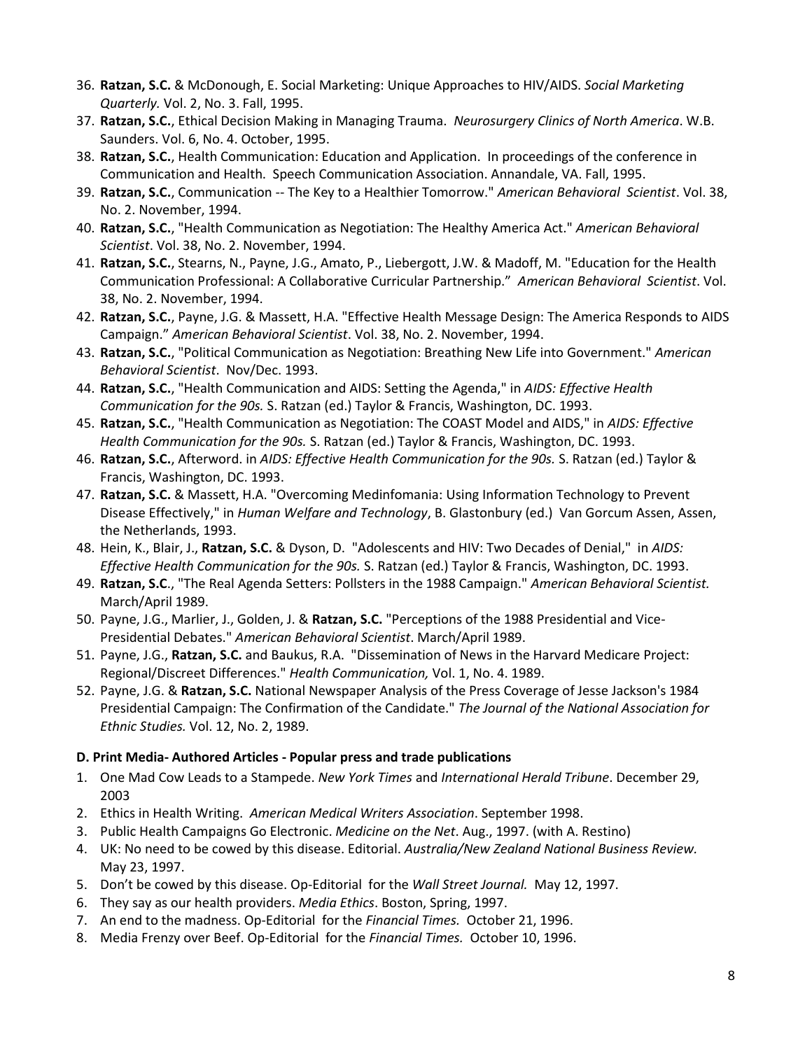36. **Ratzan, S.C.** & McDonough, E. Social Marketing: Unique Approaches to HIV/AIDS. *Social Marketing Quarterly.* Vol. 2, No. 3. Fall, 1995.
37. **Ratzan, S.C.**, Ethical Decision Making in Managing Trauma. *Neurosurgery Clinics of North America*. W.B. Saunders. Vol. 6, No. 4. October, 1995.
38. **Ratzan, S.C.**, Health Communication: Education and Application. In proceedings of the conference in Communication and Health. Speech Communication Association. Annandale, VA. Fall, 1995.
39. **Ratzan, S.C.**, Communication -- The Key to a Healthier Tomorrow." *American Behavioral Scientist*. Vol. 38, No. 2. November, 1994.
40. **Ratzan, S.C.**, "Health Communication as Negotiation: The Healthy America Act." *American Behavioral Scientist*. Vol. 38, No. 2. November, 1994.
41. **Ratzan, S.C.**, Stearns, N., Payne, J.G., Amato, P., Liebergott, J.W. & Madoff, M. "Education for the Health Communication Professional: A Collaborative Curricular Partnership." *American Behavioral Scientist*. Vol. 38, No. 2. November, 1994.
42. **Ratzan, S.C.**, Payne, J.G. & Massett, H.A. "Effective Health Message Design: The America Responds to AIDS Campaign." *American Behavioral Scientist*. Vol. 38, No. 2. November, 1994.
43. **Ratzan, S.C.**, "Political Communication as Negotiation: Breathing New Life into Government." *American Behavioral Scientist*. Nov/Dec. 1993.
44. **Ratzan, S.C.**, "Health Communication and AIDS: Setting the Agenda," in *AIDS: Effective Health Communication for the 90s.* S. Ratzan (ed.) Taylor & Francis, Washington, DC. 1993.
45. **Ratzan, S.C.**, "Health Communication as Negotiation: The COAST Model and AIDS," in *AIDS: Effective Health Communication for the 90s.* S. Ratzan (ed.) Taylor & Francis, Washington, DC. 1993.
46. **Ratzan, S.C.**, Afterword. in *AIDS: Effective Health Communication for the 90s.* S. Ratzan (ed.) Taylor & Francis, Washington, DC. 1993.
47. **Ratzan, S.C.** & Massett, H.A. "Overcoming Medinfomania: Using Information Technology to Prevent Disease Effectively," in *Human Welfare and Technology*, B. Glastonbury (ed.) Van Gorcum Assen, Assen, the Netherlands, 1993.
48. Hein, K., Blair, J., **Ratzan, S.C.** & Dyson, D. "Adolescents and HIV: Two Decades of Denial," in *AIDS: Effective Health Communication for the 90s.* S. Ratzan (ed.) Taylor & Francis, Washington, DC. 1993.
49. **Ratzan, S.C**., "The Real Agenda Setters: Pollsters in the 1988 Campaign." *American Behavioral Scientist.* March/April 1989.
50. Payne, J.G., Marlier, J., Golden, J. & **Ratzan, S.C.** "Perceptions of the 1988 Presidential and Vice-Presidential Debates." *American Behavioral Scientist*. March/April 1989.
51. Payne, J.G., **Ratzan, S.C.** and Baukus, R.A. "Dissemination of News in the Harvard Medicare Project: Regional/Discreet Differences." *Health Communication,* Vol. 1, No. 4. 1989.
52. Payne, J.G. & **Ratzan, S.C.** National Newspaper Analysis of the Press Coverage of Jesse Jackson's 1984 Presidential Campaign: The Confirmation of the Candidate." *The Journal of the National Association for Ethnic Studies.* Vol. 12, No. 2, 1989.

**D. Print Media- Authored Articles - Popular press and trade publications**

1. One Mad Cow Leads to a Stampede. *New York Times* and *International Herald Tribune*. December 29, 2003
2. Ethics in Health Writing. *American Medical Writers Association*. September 1998.
3. Public Health Campaigns Go Electronic. *Medicine on the Net*. Aug., 1997. (with A. Restino)
4. UK: No need to be cowed by this disease. Editorial. *Australia/New Zealand National Business Review.* May 23, 1997.
5. Don't be cowed by this disease. Op-Editorial for the *Wall Street Journal.* May 12, 1997.
6. They say as our health providers. *Media Ethics*. Boston, Spring, 1997.
7. An end to the madness. Op-Editorial for the *Financial Times.* October 21, 1996.
8. Media Frenzy over Beef. Op-Editorial for the *Financial Times.* October 10, 1996.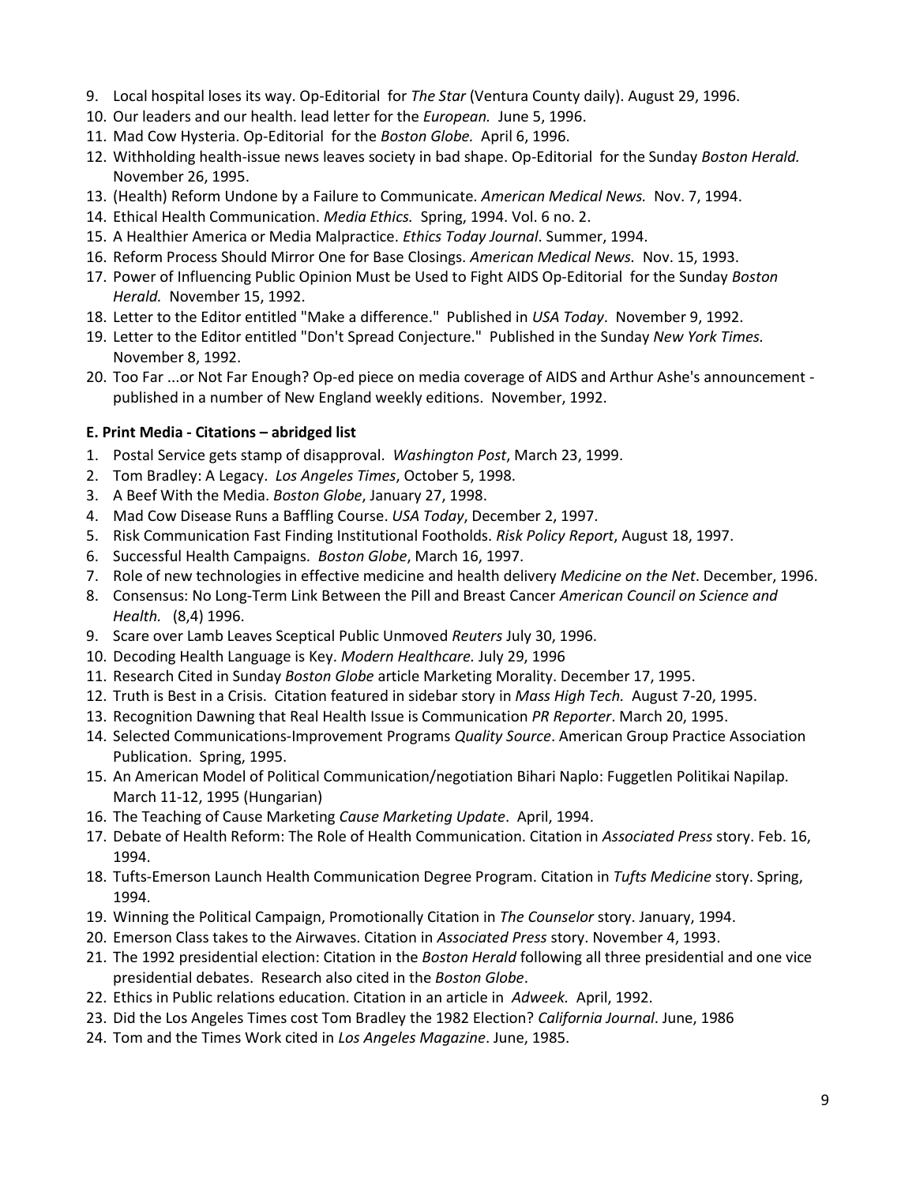9. Local hospital loses its way. Op-Editorial for *The Star* (Ventura County daily). August 29, 1996.
10. Our leaders and our health. lead letter for the *European.* June 5, 1996.
11. Mad Cow Hysteria. Op-Editorial for the *Boston Globe.* April 6, 1996.
12. Withholding health-issue news leaves society in bad shape. Op-Editorial for the Sunday *Boston Herald.* November 26, 1995.
13. (Health) Reform Undone by a Failure to Communicate. *American Medical News.* Nov. 7, 1994.
14. Ethical Health Communication. *Media Ethics.* Spring, 1994. Vol. 6 no. 2.
15. A Healthier America or Media Malpractice. *Ethics Today Journal*. Summer, 1994.
16. Reform Process Should Mirror One for Base Closings. *American Medical News.* Nov. 15, 1993.
17. Power of Influencing Public Opinion Must be Used to Fight AIDS Op-Editorial for the Sunday *Boston Herald.* November 15, 1992.
18. Letter to the Editor entitled "Make a difference." Published in *USA Today*. November 9, 1992.
19. Letter to the Editor entitled "Don't Spread Conjecture." Published in the Sunday *New York Times.* November 8, 1992.
20. Too Far ...or Not Far Enough? Op-ed piece on media coverage of AIDS and Arthur Ashe's announcement - published in a number of New England weekly editions. November, 1992.

**E. Print Media - Citations – abridged list**

1. Postal Service gets stamp of disapproval. *Washington Post*, March 23, 1999.
2. Tom Bradley: A Legacy. *Los Angeles Times*, October 5, 1998.
3. A Beef With the Media. *Boston Globe*, January 27, 1998.
4. Mad Cow Disease Runs a Baffling Course. *USA Today*, December 2, 1997.
5. Risk Communication Fast Finding Institutional Footholds. *Risk Policy Report*, August 18, 1997.
6. Successful Health Campaigns. *Boston Globe*, March 16, 1997.
7. Role of new technologies in effective medicine and health delivery *Medicine on the Net*. December, 1996.
8. Consensus: No Long-Term Link Between the Pill and Breast Cancer *American Council on Science and Health.* (8,4) 1996.
9. Scare over Lamb Leaves Sceptical Public Unmoved *Reuters* July 30, 1996.
10. Decoding Health Language is Key. *Modern Healthcare.* July 29, 1996
11. Research Cited in Sunday *Boston Globe* article Marketing Morality. December 17, 1995.
12. Truth is Best in a Crisis. Citation featured in sidebar story in *Mass High Tech.* August 7-20, 1995.
13. Recognition Dawning that Real Health Issue is Communication *PR Reporter*. March 20, 1995.
14. Selected Communications-Improvement Programs *Quality Source*. American Group Practice Association Publication. Spring, 1995.
15. An American Model of Political Communication/negotiation Bihari Naplo: Fuggetlen Politikai Napilap. March 11-12, 1995 (Hungarian)
16. The Teaching of Cause Marketing *Cause Marketing Update*. April, 1994.
17. Debate of Health Reform: The Role of Health Communication. Citation in *Associated Press* story. Feb. 16, 1994.
18. Tufts-Emerson Launch Health Communication Degree Program. Citation in *Tufts Medicine* story. Spring, 1994.
19. Winning the Political Campaign, Promotionally Citation in *The Counselor* story. January, 1994.
20. Emerson Class takes to the Airwaves. Citation in *Associated Press* story. November 4, 1993.
21. The 1992 presidential election: Citation in the *Boston Herald* following all three presidential and one vice presidential debates. Research also cited in the *Boston Globe*.
22. Ethics in Public relations education. Citation in an article in *Adweek.* April, 1992.
23. Did the Los Angeles Times cost Tom Bradley the 1982 Election? *California Journal*. June, 1986
24. Tom and the Times Work cited in *Los Angeles Magazine*. June, 1985.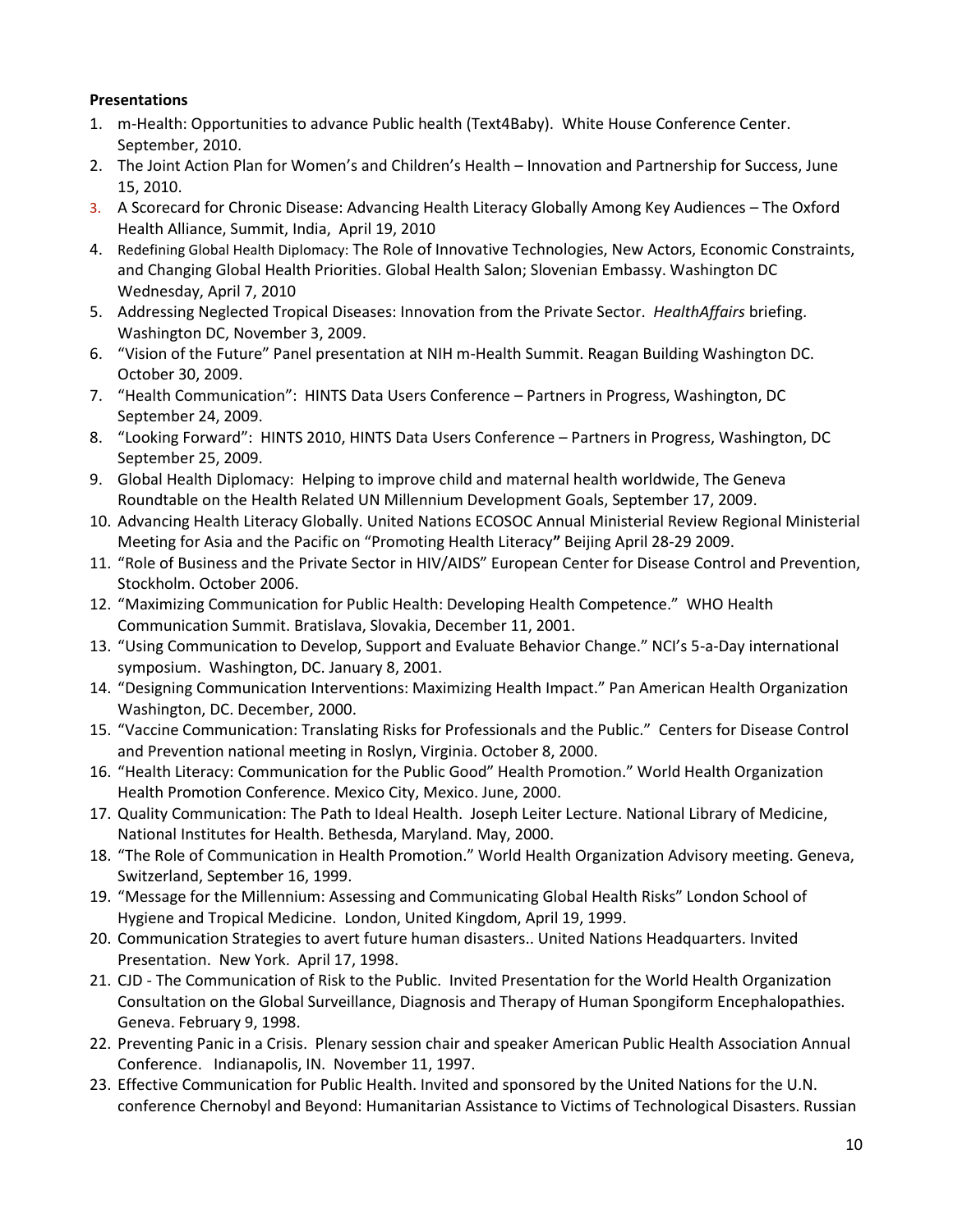**Presentations**

1. m-Health: Opportunities to advance Public health (Text4Baby). White House Conference Center. September, 2010.
2. The Joint Action Plan for Women's and Children's Health – Innovation and Partnership for Success, June 15, 2010.
3. A Scorecard for Chronic Disease: Advancing Health Literacy Globally Among Key Audiences – The Oxford Health Alliance, Summit, India, April 19, 2010
4. Redefining Global Health Diplomacy: The Role of Innovative Technologies, New Actors, Economic Constraints, and Changing Global Health Priorities. Global Health Salon; Slovenian Embassy. Washington DC Wednesday, April 7, 2010
5. Addressing Neglected Tropical Diseases: Innovation from the Private Sector. *HealthAffairs* briefing. Washington DC, November 3, 2009.
6. "Vision of the Future" Panel presentation at NIH m-Health Summit. Reagan Building Washington DC. October 30, 2009.
7. "Health Communication": HINTS Data Users Conference – Partners in Progress, Washington, DC September 24, 2009.
8. "Looking Forward": HINTS 2010, HINTS Data Users Conference – Partners in Progress, Washington, DC September 25, 2009.
9. Global Health Diplomacy: Helping to improve child and maternal health worldwide, The Geneva Roundtable on the Health Related UN Millennium Development Goals, September 17, 2009.
10. Advancing Health Literacy Globally. United Nations ECOSOC Annual Ministerial Review Regional Ministerial Meeting for Asia and the Pacific on "Promoting Health Literacy**"** Beijing April 28-29 2009.
11. "Role of Business and the Private Sector in HIV/AIDS" European Center for Disease Control and Prevention, Stockholm. October 2006.
12. "Maximizing Communication for Public Health: Developing Health Competence." WHO Health Communication Summit. Bratislava, Slovakia, December 11, 2001.
13. "Using Communication to Develop, Support and Evaluate Behavior Change." NCI's 5-a-Day international symposium. Washington, DC. January 8, 2001.
14. "Designing Communication Interventions: Maximizing Health Impact." Pan American Health Organization Washington, DC. December, 2000.
15. "Vaccine Communication: Translating Risks for Professionals and the Public." Centers for Disease Control and Prevention national meeting in Roslyn, Virginia. October 8, 2000.
16. "Health Literacy: Communication for the Public Good" Health Promotion." World Health Organization Health Promotion Conference. Mexico City, Mexico. June, 2000.
17. Quality Communication: The Path to Ideal Health. Joseph Leiter Lecture. National Library of Medicine, National Institutes for Health. Bethesda, Maryland. May, 2000.
18. "The Role of Communication in Health Promotion." World Health Organization Advisory meeting. Geneva, Switzerland, September 16, 1999.
19. "Message for the Millennium: Assessing and Communicating Global Health Risks" London School of Hygiene and Tropical Medicine. London, United Kingdom, April 19, 1999.
20. Communication Strategies to avert future human disasters.. United Nations Headquarters. Invited Presentation. New York. April 17, 1998.
21. CJD - The Communication of Risk to the Public. Invited Presentation for the World Health Organization Consultation on the Global Surveillance, Diagnosis and Therapy of Human Spongiform Encephalopathies. Geneva. February 9, 1998.
22. Preventing Panic in a Crisis. Plenary session chair and speaker American Public Health Association Annual Conference. Indianapolis, IN. November 11, 1997.
23. Effective Communication for Public Health. Invited and sponsored by the United Nations for the U.N. conference Chernobyl and Beyond: Humanitarian Assistance to Victims of Technological Disasters. Russian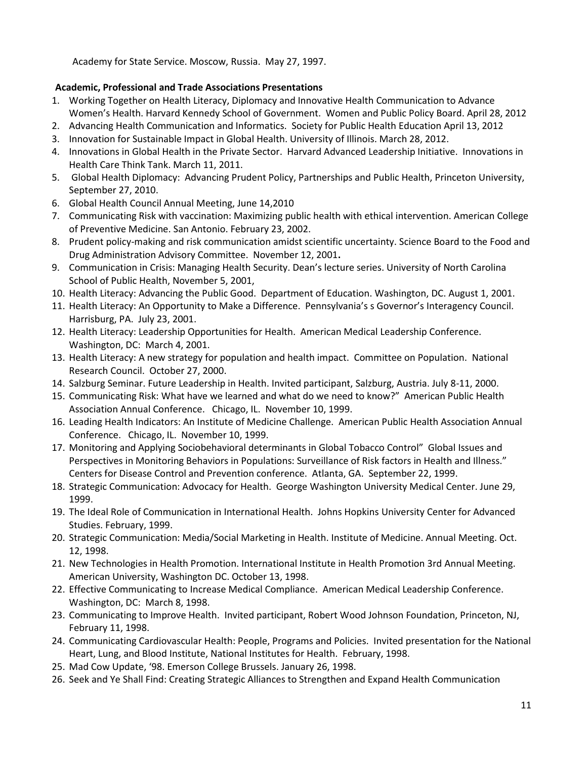Academy for State Service. Moscow, Russia. May 27, 1997.

**Academic, Professional and Trade Associations Presentations**

1. Working Together on Health Literacy, Diplomacy and Innovative Health Communication to Advance Women's Health. Harvard Kennedy School of Government. Women and Public Policy Board. April 28, 2012
2. Advancing Health Communication and Informatics. Society for Public Health Education April 13, 2012
3. Innovation for Sustainable Impact in Global Health. University of Illinois. March 28, 2012.
4. Innovations in Global Health in the Private Sector. Harvard Advanced Leadership Initiative. Innovations in Health Care Think Tank. March 11, 2011.
5. Global Health Diplomacy: Advancing Prudent Policy, Partnerships and Public Health, Princeton University, September 27, 2010.
6. Global Health Council Annual Meeting, June 14,2010
7. Communicating Risk with vaccination: Maximizing public health with ethical intervention. American College of Preventive Medicine. San Antonio. February 23, 2002.
8. Prudent policy-making and risk communication amidst scientific uncertainty. Science Board to the Food and Drug Administration Advisory Committee. November 12, 2001**.**
9. Communication in Crisis: Managing Health Security. Dean's lecture series. University of North Carolina School of Public Health, November 5, 2001,
10. Health Literacy: Advancing the Public Good. Department of Education. Washington, DC. August 1, 2001.
11. Health Literacy: An Opportunity to Make a Difference. Pennsylvania's s Governor's Interagency Council. Harrisburg, PA. July 23, 2001.
12. Health Literacy: Leadership Opportunities for Health. American Medical Leadership Conference. Washington, DC: March 4, 2001.
13. Health Literacy: A new strategy for population and health impact. Committee on Population. National Research Council. October 27, 2000.
14. Salzburg Seminar. Future Leadership in Health. Invited participant, Salzburg, Austria. July 8-11, 2000.
15. Communicating Risk: What have we learned and what do we need to know?" American Public Health Association Annual Conference. Chicago, IL. November 10, 1999.
16. Leading Health Indicators: An Institute of Medicine Challenge. American Public Health Association Annual Conference. Chicago, IL. November 10, 1999.
17. Monitoring and Applying Sociobehavioral determinants in Global Tobacco Control" Global Issues and Perspectives in Monitoring Behaviors in Populations: Surveillance of Risk factors in Health and Illness." Centers for Disease Control and Prevention conference. Atlanta, GA. September 22, 1999.
18. Strategic Communication: Advocacy for Health. George Washington University Medical Center. June 29, 1999.
19. The Ideal Role of Communication in International Health. Johns Hopkins University Center for Advanced Studies. February, 1999.
20. Strategic Communication: Media/Social Marketing in Health. Institute of Medicine. Annual Meeting. Oct. 12, 1998.
21. New Technologies in Health Promotion. International Institute in Health Promotion 3rd Annual Meeting. American University, Washington DC. October 13, 1998.
22. Effective Communicating to Increase Medical Compliance. American Medical Leadership Conference. Washington, DC: March 8, 1998.
23. Communicating to Improve Health. Invited participant, Robert Wood Johnson Foundation, Princeton, NJ, February 11, 1998.
24. Communicating Cardiovascular Health: People, Programs and Policies. Invited presentation for the National Heart, Lung, and Blood Institute, National Institutes for Health. February, 1998.
25. Mad Cow Update, '98. Emerson College Brussels. January 26, 1998.
26. Seek and Ye Shall Find: Creating Strategic Alliances to Strengthen and Expand Health Communication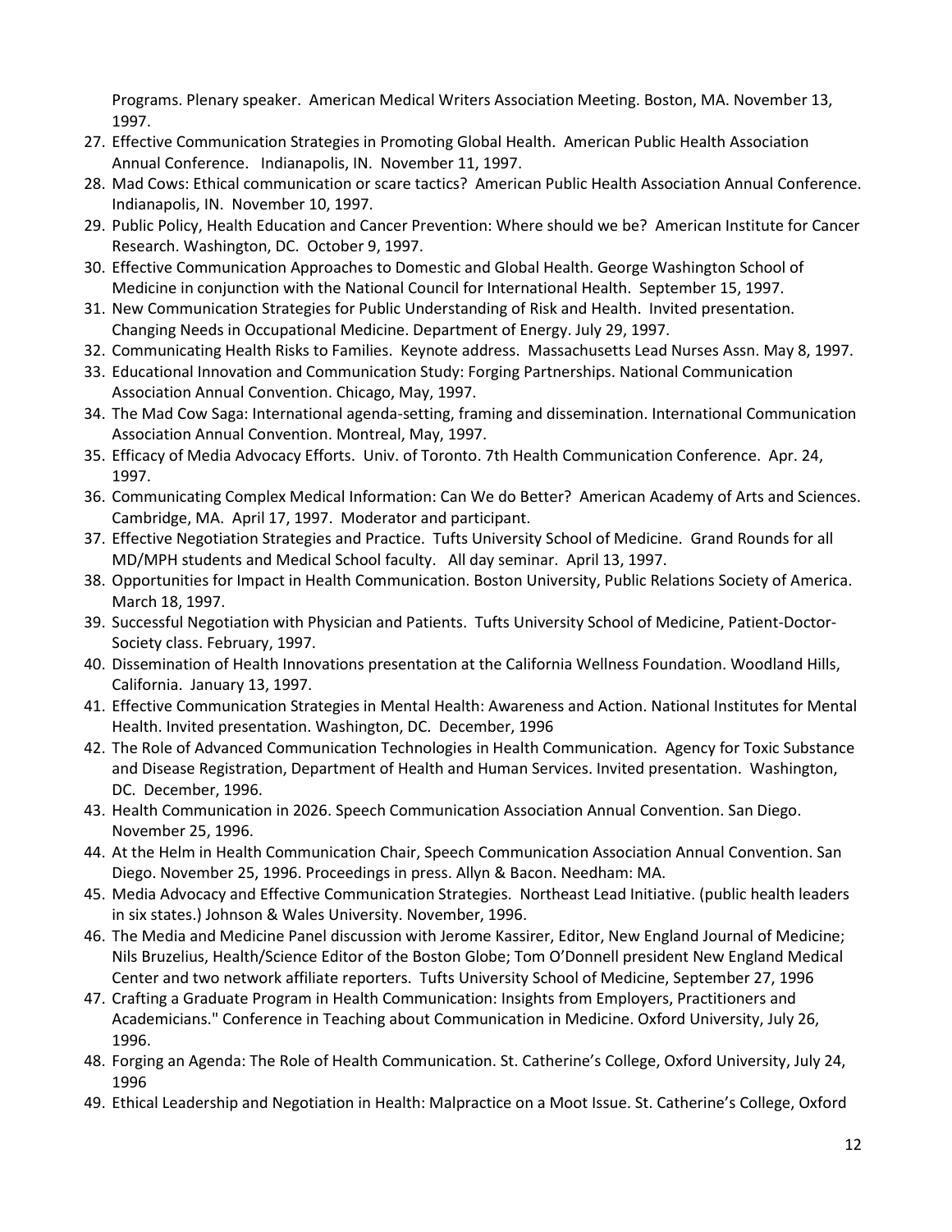Programs. Plenary speaker. American Medical Writers Association Meeting. Boston, MA. November 13, 1997.

27. Effective Communication Strategies in Promoting Global Health. American Public Health Association Annual Conference. Indianapolis, IN. November 11, 1997.
28. Mad Cows: Ethical communication or scare tactics? American Public Health Association Annual Conference. Indianapolis, IN. November 10, 1997.
29. Public Policy, Health Education and Cancer Prevention: Where should we be? American Institute for Cancer Research. Washington, DC. October 9, 1997.
30. Effective Communication Approaches to Domestic and Global Health. George Washington School of Medicine in conjunction with the National Council for International Health. September 15, 1997.
31. New Communication Strategies for Public Understanding of Risk and Health. Invited presentation. Changing Needs in Occupational Medicine. Department of Energy. July 29, 1997.
32. Communicating Health Risks to Families. Keynote address. Massachusetts Lead Nurses Assn. May 8, 1997.
33. Educational Innovation and Communication Study: Forging Partnerships. National Communication Association Annual Convention. Chicago, May, 1997.
34. The Mad Cow Saga: International agenda-setting, framing and dissemination. International Communication Association Annual Convention. Montreal, May, 1997.
35. Efficacy of Media Advocacy Efforts. Univ. of Toronto. 7th Health Communication Conference. Apr. 24, 1997.
36. Communicating Complex Medical Information: Can We do Better? American Academy of Arts and Sciences. Cambridge, MA. April 17, 1997. Moderator and participant.
37. Effective Negotiation Strategies and Practice. Tufts University School of Medicine. Grand Rounds for all MD/MPH students and Medical School faculty. All day seminar. April 13, 1997.
38. Opportunities for Impact in Health Communication. Boston University, Public Relations Society of America. March 18, 1997.
39. Successful Negotiation with Physician and Patients. Tufts University School of Medicine, Patient-Doctor-Society class. February, 1997.
40. Dissemination of Health Innovations presentation at the California Wellness Foundation. Woodland Hills, California. January 13, 1997.
41. Effective Communication Strategies in Mental Health: Awareness and Action. National Institutes for Mental Health. Invited presentation. Washington, DC. December, 1996
42. The Role of Advanced Communication Technologies in Health Communication. Agency for Toxic Substance and Disease Registration, Department of Health and Human Services. Invited presentation. Washington, DC. December, 1996.
43. Health Communication in 2026. Speech Communication Association Annual Convention. San Diego. November 25, 1996.
44. At the Helm in Health Communication Chair, Speech Communication Association Annual Convention. San Diego. November 25, 1996. Proceedings in press. Allyn & Bacon. Needham: MA.
45. Media Advocacy and Effective Communication Strategies. Northeast Lead Initiative. (public health leaders in six states.) Johnson & Wales University. November, 1996.
46. The Media and Medicine Panel discussion with Jerome Kassirer, Editor, New England Journal of Medicine; Nils Bruzelius, Health/Science Editor of the Boston Globe; Tom O'Donnell president New England Medical Center and two network affiliate reporters. Tufts University School of Medicine, September 27, 1996
47. Crafting a Graduate Program in Health Communication: Insights from Employers, Practitioners and Academicians." Conference in Teaching about Communication in Medicine. Oxford University, July 26, 1996.
48. Forging an Agenda: The Role of Health Communication. St. Catherine's College, Oxford University, July 24, 1996
49. Ethical Leadership and Negotiation in Health: Malpractice on a Moot Issue. St. Catherine's College, Oxford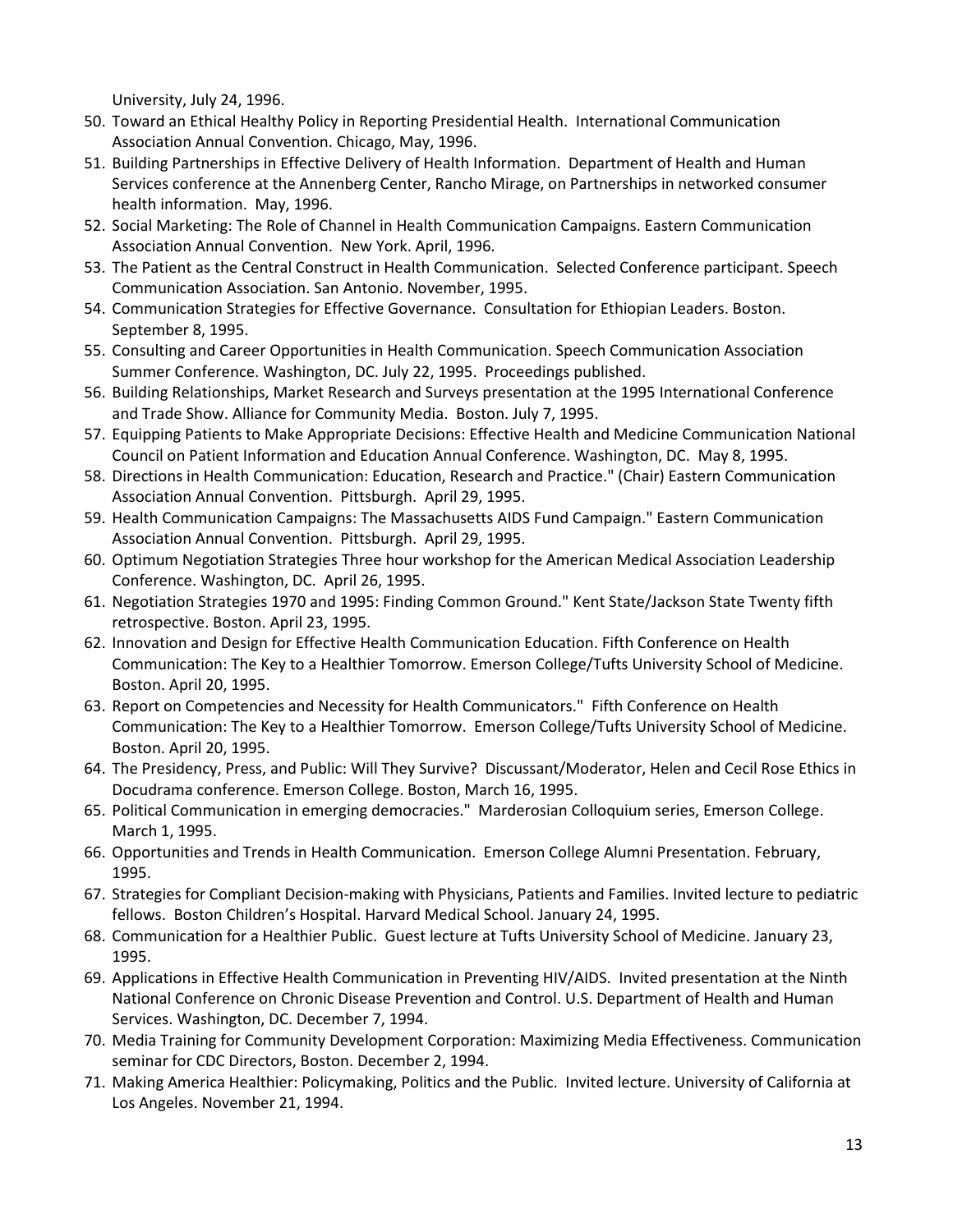University, July 24, 1996.

50. Toward an Ethical Healthy Policy in Reporting Presidential Health. International Communication Association Annual Convention. Chicago, May, 1996.
51. Building Partnerships in Effective Delivery of Health Information. Department of Health and Human Services conference at the Annenberg Center, Rancho Mirage, on Partnerships in networked consumer health information. May, 1996.
52. Social Marketing: The Role of Channel in Health Communication Campaigns. Eastern Communication Association Annual Convention. New York. April, 1996.
53. The Patient as the Central Construct in Health Communication. Selected Conference participant. Speech Communication Association. San Antonio. November, 1995.
54. Communication Strategies for Effective Governance. Consultation for Ethiopian Leaders. Boston. September 8, 1995.
55. Consulting and Career Opportunities in Health Communication. Speech Communication Association Summer Conference. Washington, DC. July 22, 1995. Proceedings published.
56. Building Relationships, Market Research and Surveys presentation at the 1995 International Conference and Trade Show. Alliance for Community Media. Boston. July 7, 1995.
57. Equipping Patients to Make Appropriate Decisions: Effective Health and Medicine Communication National Council on Patient Information and Education Annual Conference. Washington, DC. May 8, 1995.
58. Directions in Health Communication: Education, Research and Practice." (Chair) Eastern Communication Association Annual Convention. Pittsburgh. April 29, 1995.
59. Health Communication Campaigns: The Massachusetts AIDS Fund Campaign." Eastern Communication Association Annual Convention. Pittsburgh. April 29, 1995.
60. Optimum Negotiation Strategies Three hour workshop for the American Medical Association Leadership Conference. Washington, DC. April 26, 1995.
61. Negotiation Strategies 1970 and 1995: Finding Common Ground." Kent State/Jackson State Twenty fifth retrospective. Boston. April 23, 1995.
62. Innovation and Design for Effective Health Communication Education. Fifth Conference on Health Communication: The Key to a Healthier Tomorrow. Emerson College/Tufts University School of Medicine. Boston. April 20, 1995.
63. Report on Competencies and Necessity for Health Communicators." Fifth Conference on Health Communication: The Key to a Healthier Tomorrow. Emerson College/Tufts University School of Medicine. Boston. April 20, 1995.
64. The Presidency, Press, and Public: Will They Survive? Discussant/Moderator, Helen and Cecil Rose Ethics in Docudrama conference. Emerson College. Boston, March 16, 1995.
65. Political Communication in emerging democracies." Marderosian Colloquium series, Emerson College. March 1, 1995.
66. Opportunities and Trends in Health Communication. Emerson College Alumni Presentation. February, 1995.
67. Strategies for Compliant Decision-making with Physicians, Patients and Families. Invited lecture to pediatric fellows. Boston Children's Hospital. Harvard Medical School. January 24, 1995.
68. Communication for a Healthier Public. Guest lecture at Tufts University School of Medicine. January 23, 1995.
69. Applications in Effective Health Communication in Preventing HIV/AIDS. Invited presentation at the Ninth National Conference on Chronic Disease Prevention and Control. U.S. Department of Health and Human Services. Washington, DC. December 7, 1994.
70. Media Training for Community Development Corporation: Maximizing Media Effectiveness. Communication seminar for CDC Directors, Boston. December 2, 1994.
71. Making America Healthier: Policymaking, Politics and the Public. Invited lecture. University of California at Los Angeles. November 21, 1994.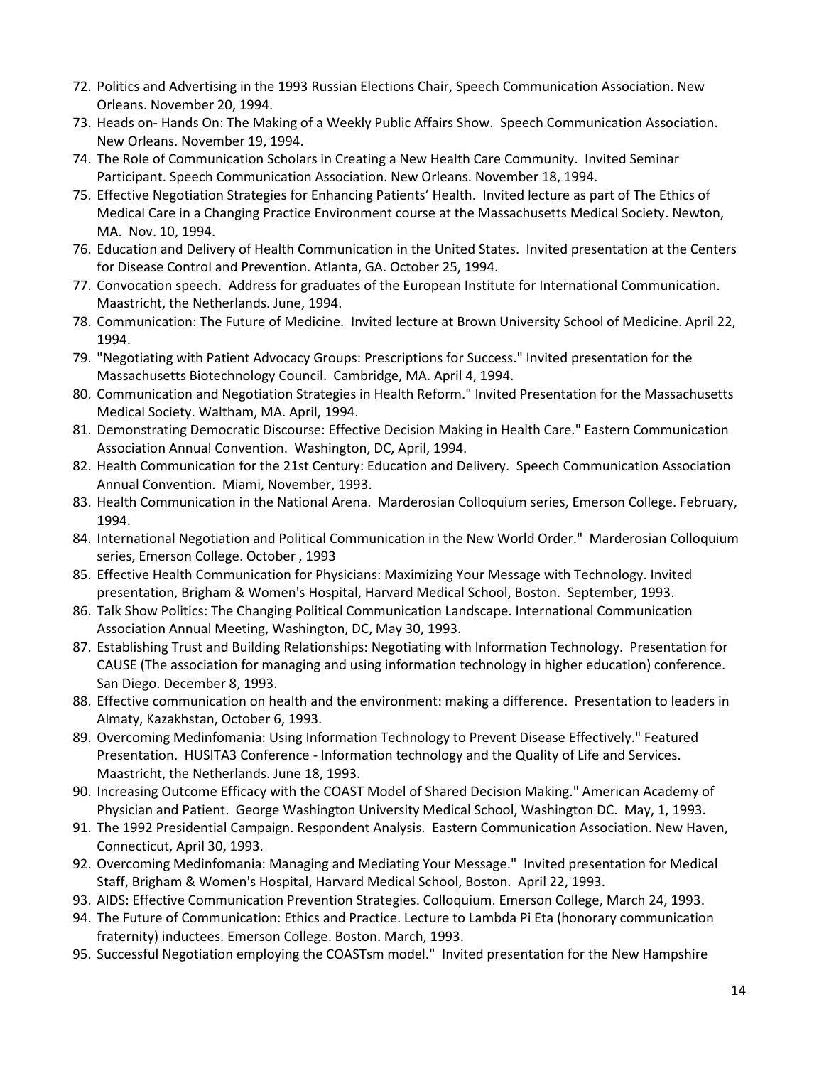72. Politics and Advertising in the 1993 Russian Elections Chair, Speech Communication Association. New Orleans. November 20, 1994.
73. Heads on- Hands On: The Making of a Weekly Public Affairs Show. Speech Communication Association. New Orleans. November 19, 1994.
74. The Role of Communication Scholars in Creating a New Health Care Community. Invited Seminar Participant. Speech Communication Association. New Orleans. November 18, 1994.
75. Effective Negotiation Strategies for Enhancing Patients' Health. Invited lecture as part of The Ethics of Medical Care in a Changing Practice Environment course at the Massachusetts Medical Society. Newton, MA. Nov. 10, 1994.
76. Education and Delivery of Health Communication in the United States. Invited presentation at the Centers for Disease Control and Prevention. Atlanta, GA. October 25, 1994.
77. Convocation speech. Address for graduates of the European Institute for International Communication. Maastricht, the Netherlands. June, 1994.
78. Communication: The Future of Medicine. Invited lecture at Brown University School of Medicine. April 22, 1994.
79. "Negotiating with Patient Advocacy Groups: Prescriptions for Success." Invited presentation for the Massachusetts Biotechnology Council. Cambridge, MA. April 4, 1994.
80. Communication and Negotiation Strategies in Health Reform." Invited Presentation for the Massachusetts Medical Society. Waltham, MA. April, 1994.
81. Demonstrating Democratic Discourse: Effective Decision Making in Health Care." Eastern Communication Association Annual Convention. Washington, DC, April, 1994.
82. Health Communication for the 21st Century: Education and Delivery. Speech Communication Association Annual Convention. Miami, November, 1993.
83. Health Communication in the National Arena. Marderosian Colloquium series, Emerson College. February, 1994.
84. International Negotiation and Political Communication in the New World Order." Marderosian Colloquium series, Emerson College. October , 1993
85. Effective Health Communication for Physicians: Maximizing Your Message with Technology. Invited presentation, Brigham & Women's Hospital, Harvard Medical School, Boston. September, 1993.
86. Talk Show Politics: The Changing Political Communication Landscape. International Communication Association Annual Meeting, Washington, DC, May 30, 1993.
87. Establishing Trust and Building Relationships: Negotiating with Information Technology. Presentation for CAUSE (The association for managing and using information technology in higher education) conference. San Diego. December 8, 1993.
88. Effective communication on health and the environment: making a difference. Presentation to leaders in Almaty, Kazakhstan, October 6, 1993.
89. Overcoming Medinfomania: Using Information Technology to Prevent Disease Effectively." Featured Presentation. HUSITA3 Conference - Information technology and the Quality of Life and Services. Maastricht, the Netherlands. June 18, 1993.
90. Increasing Outcome Efficacy with the COAST Model of Shared Decision Making." American Academy of Physician and Patient. George Washington University Medical School, Washington DC. May, 1, 1993.
91. The 1992 Presidential Campaign. Respondent Analysis. Eastern Communication Association. New Haven, Connecticut, April 30, 1993.
92. Overcoming Medinfomania: Managing and Mediating Your Message." Invited presentation for Medical Staff, Brigham & Women's Hospital, Harvard Medical School, Boston. April 22, 1993.
93. AIDS: Effective Communication Prevention Strategies. Colloquium. Emerson College, March 24, 1993.
94. The Future of Communication: Ethics and Practice. Lecture to Lambda Pi Eta (honorary communication fraternity) inductees. Emerson College. Boston. March, 1993.
95. Successful Negotiation employing the COASTsm model." Invited presentation for the New Hampshire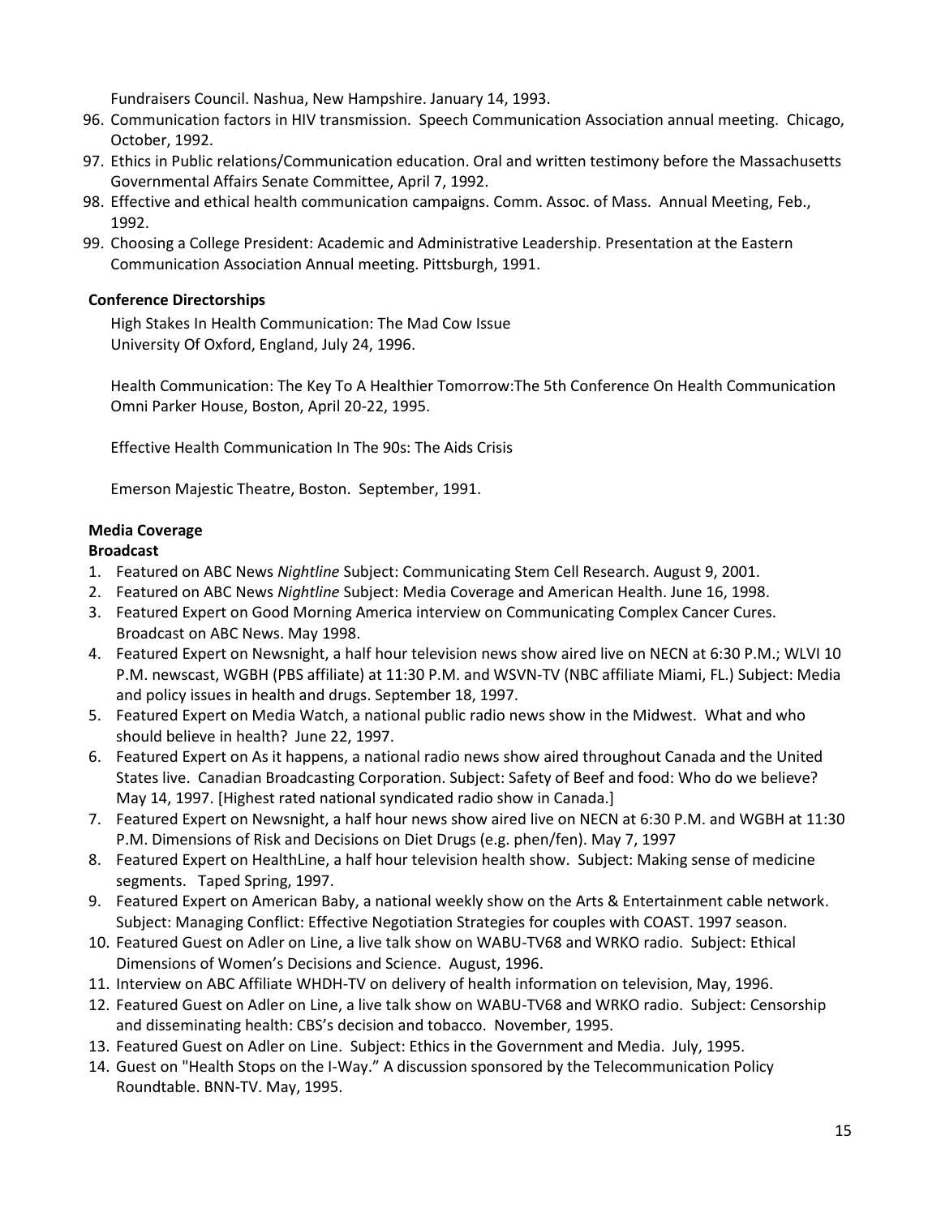Fundraisers Council. Nashua, New Hampshire. January 14, 1993.

96. Communication factors in HIV transmission. Speech Communication Association annual meeting. Chicago, October, 1992.
97. Ethics in Public relations/Communication education. Oral and written testimony before the Massachusetts Governmental Affairs Senate Committee, April 7, 1992.
98. Effective and ethical health communication campaigns. Comm. Assoc. of Mass. Annual Meeting, Feb., 1992.
99. Choosing a College President: Academic and Administrative Leadership. Presentation at the Eastern Communication Association Annual meeting. Pittsburgh, 1991.

**Conference Directorships**

High Stakes In Health Communication: The Mad Cow Issue
University Of Oxford, England, July 24, 1996.

Health Communication: The Key To A Healthier Tomorrow:The 5th Conference On Health Communication
Omni Parker House, Boston, April 20-22, 1995.

Effective Health Communication In The 90s: The Aids Crisis

Emerson Majestic Theatre, Boston. September, 1991.

**Media Coverage**

**Broadcast**

1. Featured on ABC News *Nightline* Subject: Communicating Stem Cell Research. August 9, 2001.
2. Featured on ABC News *Nightline* Subject: Media Coverage and American Health. June 16, 1998.
3. Featured Expert on Good Morning America interview on Communicating Complex Cancer Cures. Broadcast on ABC News. May 1998.
4. Featured Expert on Newsnight, a half hour television news show aired live on NECN at 6:30 P.M.; WLVI 10 P.M. newscast, WGBH (PBS affiliate) at 11:30 P.M. and WSVN-TV (NBC affiliate Miami, FL.) Subject: Media and policy issues in health and drugs. September 18, 1997.
5. Featured Expert on Media Watch, a national public radio news show in the Midwest. What and who should believe in health? June 22, 1997.
6. Featured Expert on As it happens, a national radio news show aired throughout Canada and the United States live. Canadian Broadcasting Corporation. Subject: Safety of Beef and food: Who do we believe? May 14, 1997. [Highest rated national syndicated radio show in Canada.]
7. Featured Expert on Newsnight, a half hour news show aired live on NECN at 6:30 P.M. and WGBH at 11:30 P.M. Dimensions of Risk and Decisions on Diet Drugs (e.g. phen/fen). May 7, 1997
8. Featured Expert on HealthLine, a half hour television health show. Subject: Making sense of medicine segments. Taped Spring, 1997.
9. Featured Expert on American Baby, a national weekly show on the Arts & Entertainment cable network. Subject: Managing Conflict: Effective Negotiation Strategies for couples with COAST. 1997 season.
10. Featured Guest on Adler on Line, a live talk show on WABU-TV68 and WRKO radio. Subject: Ethical Dimensions of Women's Decisions and Science. August, 1996.
11. Interview on ABC Affiliate WHDH-TV on delivery of health information on television, May, 1996.
12. Featured Guest on Adler on Line, a live talk show on WABU-TV68 and WRKO radio. Subject: Censorship and disseminating health: CBS's decision and tobacco. November, 1995.
13. Featured Guest on Adler on Line. Subject: Ethics in the Government and Media. July, 1995.
14. Guest on "Health Stops on the I-Way." A discussion sponsored by the Telecommunication Policy Roundtable. BNN-TV. May, 1995.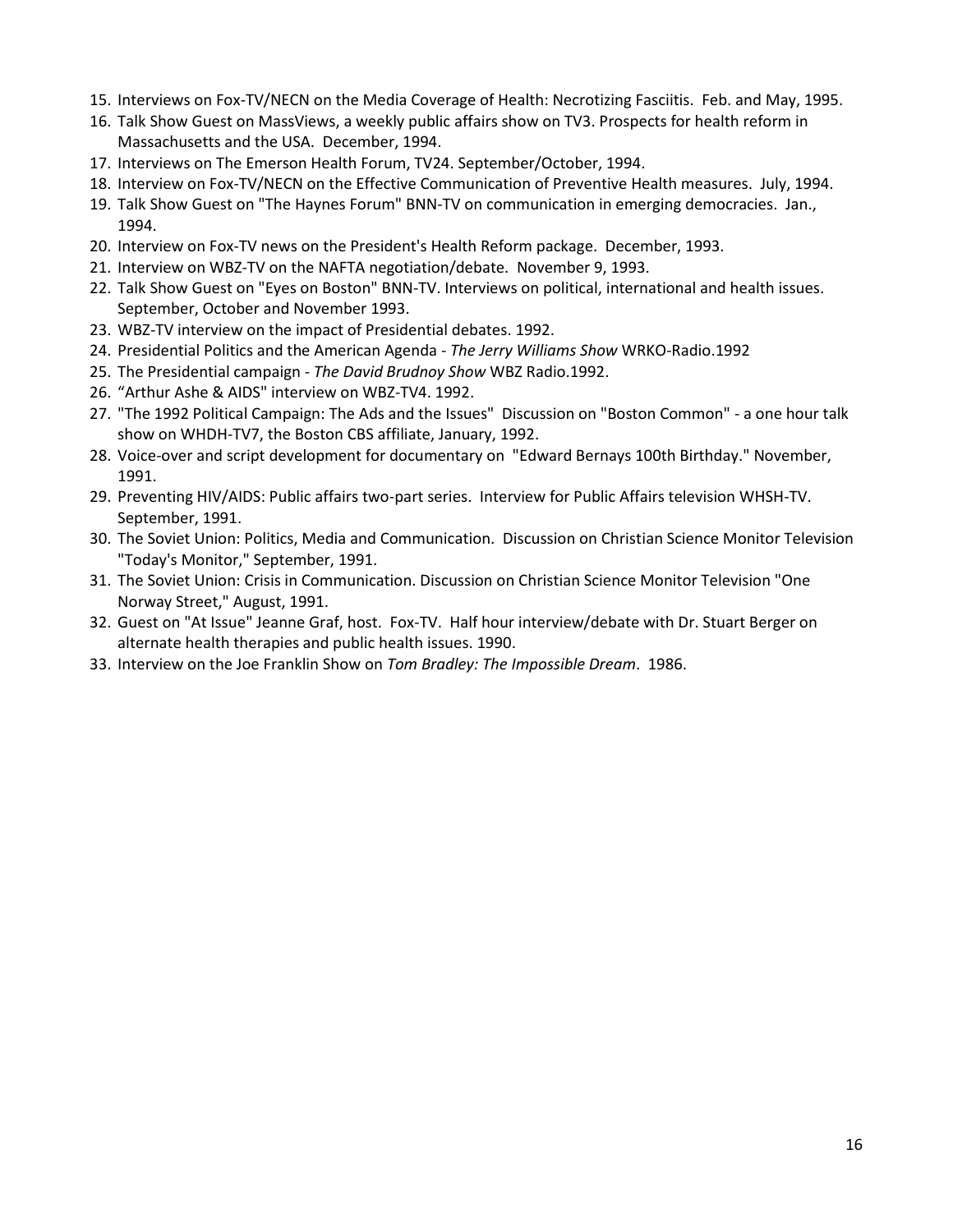15. Interviews on Fox-TV/NECN on the Media Coverage of Health: Necrotizing Fasciitis. Feb. and May, 1995.
16. Talk Show Guest on MassViews, a weekly public affairs show on TV3. Prospects for health reform in Massachusetts and the USA. December, 1994.
17. Interviews on The Emerson Health Forum, TV24. September/October, 1994.
18. Interview on Fox-TV/NECN on the Effective Communication of Preventive Health measures. July, 1994.
19. Talk Show Guest on "The Haynes Forum" BNN-TV on communication in emerging democracies. Jan., 1994.
20. Interview on Fox-TV news on the President's Health Reform package. December, 1993.
21. Interview on WBZ-TV on the NAFTA negotiation/debate. November 9, 1993.
22. Talk Show Guest on "Eyes on Boston" BNN-TV. Interviews on political, international and health issues. September, October and November 1993.
23. WBZ-TV interview on the impact of Presidential debates. 1992.
24. Presidential Politics and the American Agenda - *The Jerry Williams Show* WRKO-Radio.1992
25. The Presidential campaign - *The David Brudnoy Show* WBZ Radio.1992.
26. "Arthur Ashe & AIDS" interview on WBZ-TV4. 1992.
27. "The 1992 Political Campaign: The Ads and the Issues" Discussion on "Boston Common" - a one hour talk show on WHDH-TV7, the Boston CBS affiliate, January, 1992.
28. Voice-over and script development for documentary on "Edward Bernays 100th Birthday." November, 1991.
29. Preventing HIV/AIDS: Public affairs two-part series. Interview for Public Affairs television WHSH-TV. September, 1991.
30. The Soviet Union: Politics, Media and Communication. Discussion on Christian Science Monitor Television "Today's Monitor," September, 1991.
31. The Soviet Union: Crisis in Communication. Discussion on Christian Science Monitor Television "One Norway Street," August, 1991.
32. Guest on "At Issue" Jeanne Graf, host. Fox-TV. Half hour interview/debate with Dr. Stuart Berger on alternate health therapies and public health issues. 1990.
33. Interview on the Joe Franklin Show on *Tom Bradley: The Impossible Dream*. 1986.